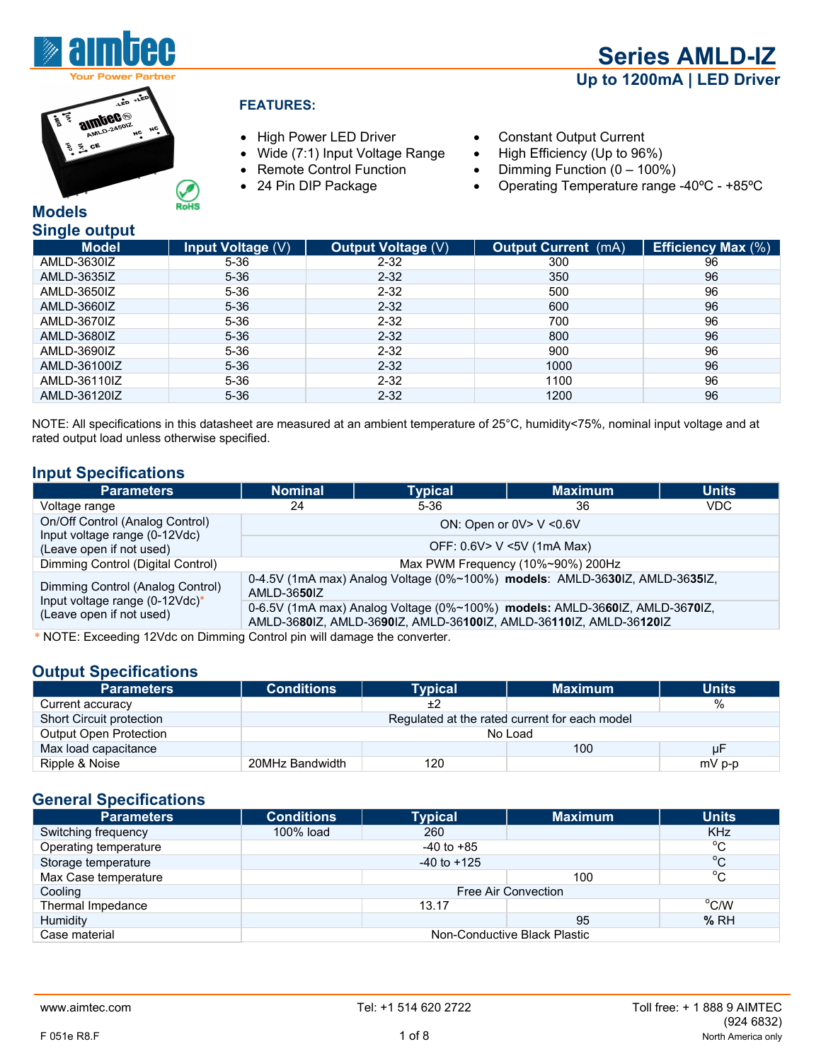# Series AMLD-IZ

## Up to 1200mA | LED Driver

### FEATURES:

- High Power LED Driver
- Wide (7:1) Input Voltage Range
- Remote Control Function
- 24 Pin DIP Package
- Constant Output Current
- High Efficiency (Up to 96%)
- Dimming Function (0 – 100%)
- Operating Temperature range -40ºC - +85ºC

## Models

### Single output

| Model | Input Voltage (V) | Output Voltage (V) | Output Current (mA) | Efficiency Max (%) |
|---|---|---|---|---|
| AMLD-3630IZ | 5-36 | 2-32 | 300 | 96 |
| AMLD-3635IZ | 5-36 | 2-32 | 350 | 96 |
| AMLD-3650IZ | 5-36 | 2-32 | 500 | 96 |
| AMLD-3660IZ | 5-36 | 2-32 | 600 | 96 |
| AMLD-3670IZ | 5-36 | 2-32 | 700 | 96 |
| AMLD-3680IZ | 5-36 | 2-32 | 800 | 96 |
| AMLD-3690IZ | 5-36 | 2-32 | 900 | 96 |
| AMLD-36100IZ | 5-36 | 2-32 | 1000 | 96 |
| AMLD-36110IZ | 5-36 | 2-32 | 1100 | 96 |
| AMLD-36120IZ | 5-36 | 2-32 | 1200 | 96 |

NOTE: All specifications in this datasheet are measured at an ambient temperature of 25°C, humidity<75%, nominal input voltage and at rated output load unless otherwise specified.

## Input Specifications

| Parameters | Nominal | Typical | Maximum | Units |
|---|---|---|---|---|
| Voltage range | 24 | 5-36 | 36 | VDC |
| On/Off Control (Analog Control) Input voltage range (0-12Vdc) (Leave open if not used) | ON: Open or 0V> V <0.6V | | | |
| | OFF: 0.6V> V <5V (1mA Max) | | | |
| Dimming Control (Digital Control) | Max PWM Frequency (10%~90%) 200Hz | | | |
| Dimming Control (Analog Control) Input voltage range (0-12Vdc)* (Leave open if not used) | 0-4.5V (1mA max) Analog Voltage (0%~100%) **models**: AMLD-36**30**IZ, AMLD-36**35**IZ, AMLD-36**50**IZ | | | |
| | 0-6.5V (1mA max) Analog Voltage (0%~100%) **models:** AMLD-36**60**IZ, AMLD-36**70**IZ, AMLD-36**80**IZ, AMLD-36**90**IZ, AMLD-36**100**IZ, AMLD-36**110**IZ, AMLD-36**120**IZ | | | |

\* NOTE: Exceeding 12Vdc on Dimming Control pin will damage the converter.

## Output Specifications

| Parameters | Conditions | Typical | Maximum | Units |
|---|---|---|---|---|
| Current accuracy | | ±2 | | % |
| Short Circuit protection | Regulated at the rated current for each model | | | |
| Output Open Protection | No Load | | | |
| Max load capacitance | | | 100 | μF |
| Ripple & Noise | 20MHz Bandwidth | 120 | | mV p-p |

## General Specifications

| Parameters | Conditions | Typical | Maximum | Units |
|---|---|---|---|---|
| Switching frequency | 100% load | 260 | | KHz |
| Operating temperature | -40 to +85 | | | °C |
| Storage temperature | -40 to +125 | | | °C |
| Max Case temperature | | | 100 | °C |
| Cooling | Free Air Convection | | | |
| Thermal Impedance | | 13.17 | | °C/W |
| Humidity | | | 95 | **%** RH |
| Case material | Non-Conductive Black Plastic | | | |

www.aimtec.com | Tel: +1 514 620 2722 | Toll free: + 1 888 9 AIMTEC (924 6832) North America only

F 051e R8.F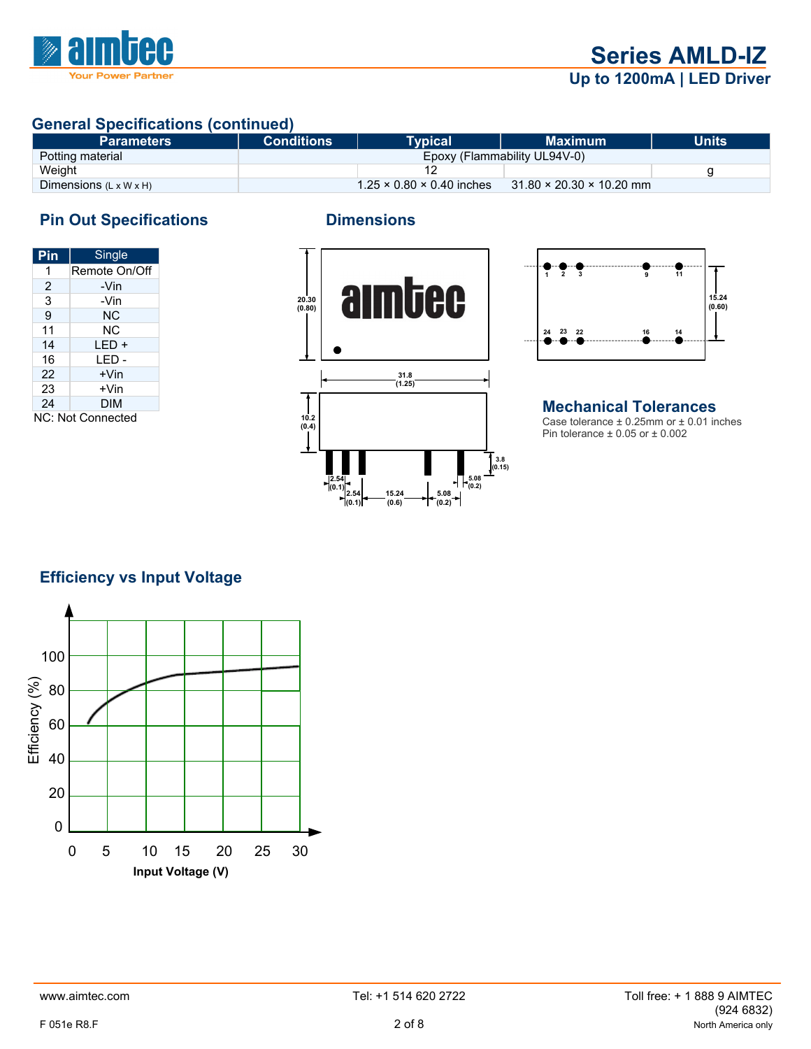## General Specifications (continued)

| Parameters | Conditions | Typical | Maximum | Units |
|---|---|---|---|---|
| Potting material | Epoxy (Flammability UL94V-0) | | | |
| Weight | | 12 | | g |
| Dimensions (L x W x H) | 1.25 × 0.80 × 0.40 inches | | 31.80 × 20.30 × 10.20 mm | |

## Pin Out Specifications

| Pin | Single |
|---|---|
| 1 | Remote On/Off |
| 2 | -Vin |
| 3 | -Vin |
| 9 | NC |
| 11 | NC |
| 14 | LED + |
| 16 | LED - |
| 22 | +Vin |
| 23 | +Vin |
| 24 | DIM |

NC: Not Connected

## Dimensions

## Mechanical Tolerances

Case tolerance ± 0.25mm or ± 0.01 inches
Pin tolerance ± 0.05 or ± 0.002

## Efficiency vs Input Voltage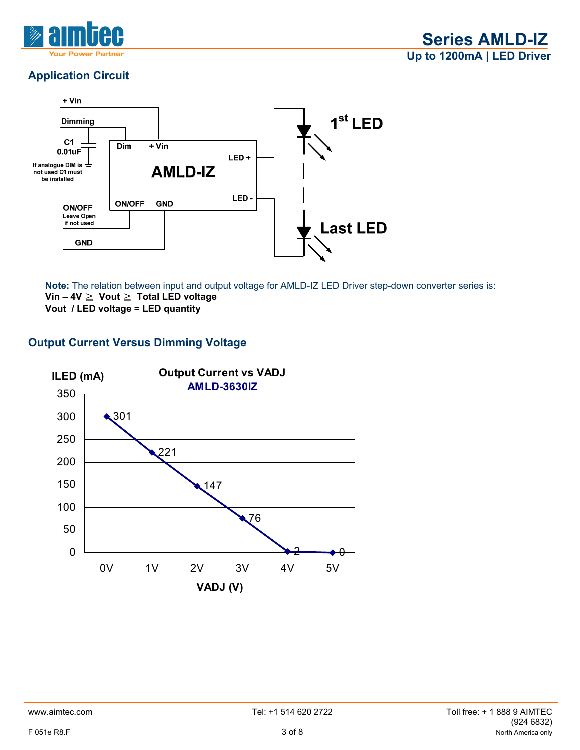## Application Circuit

+ Vin

Dimming

C1 0.01uF

If analogue DIM is not used C1 must be installed

Dim + Vin

AMLD-IZ

LED +

LED -

ON/OFF GND

ON/OFF Leave Open if not used

GND

1st LED

Last LED

**Note:** The relation between input and output voltage for AMLD-IZ LED Driver step-down converter series is:

**Vin – 4V ≧ Vout ≧ Total LED voltage**

**Vout / LED voltage = LED quantity**

## Output Current Versus Dimming Voltage

**Output Current vs VADJ**

**AMLD-3630IZ**

| VADJ (V) | ILED (mA) |
|---|---|
| 0V | 301 |
| 1V | 221 |
| 2V | 147 |
| 3V | 76 |
| 4V | 2 |
| 5V | 0 |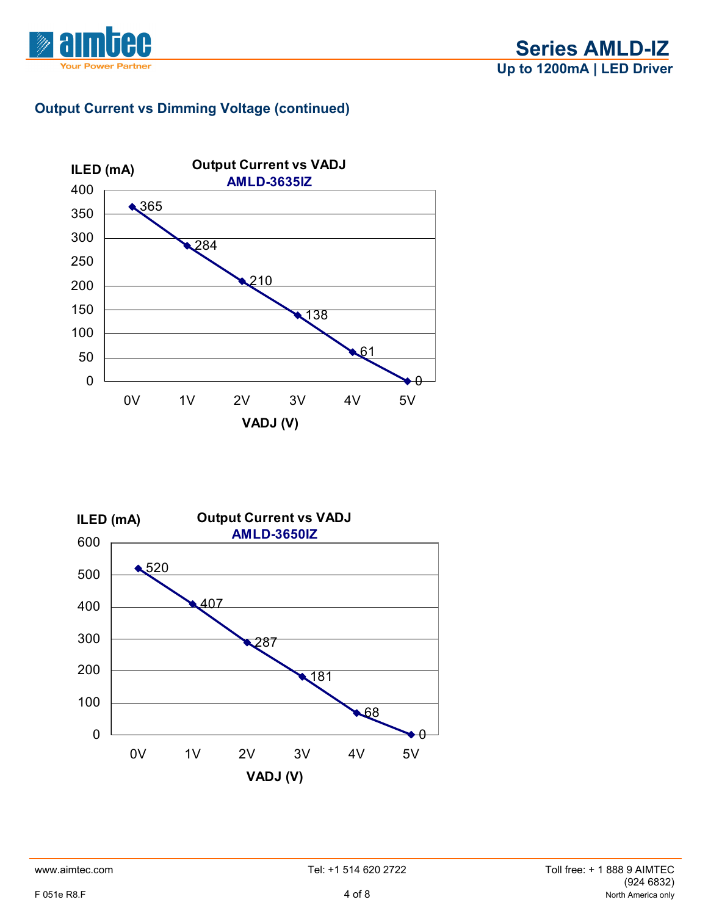## Output Current vs Dimming Voltage (continued)

**Output Current vs VADJ**
**AMLD-3635IZ**

| VADJ (V) | ILED (mA) |
|---|---|
| 0V | 365 |
| 1V | 284 |
| 2V | 210 |
| 3V | 138 |
| 4V | 61 |
| 5V | 0 |

**Output Current vs VADJ**
**AMLD-3650IZ**

| VADJ (V) | ILED (mA) |
|---|---|
| 0V | 520 |
| 1V | 407 |
| 2V | 287 |
| 3V | 181 |
| 4V | 68 |
| 5V | 0 |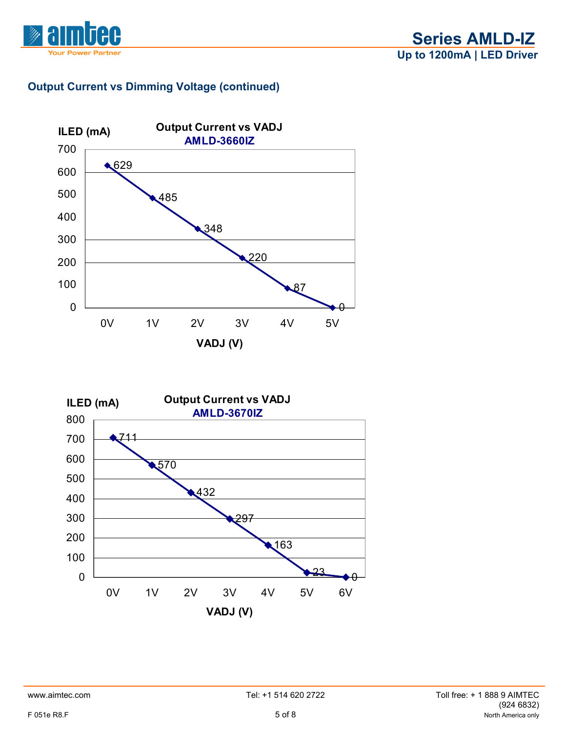## Output Current vs Dimming Voltage (continued)

**Output Current vs VADJ**
**AMLD-3660IZ**

| VADJ (V) | ILED (mA) |
|---|---|
| 0V | 629 |
| 1V | 485 |
| 2V | 348 |
| 3V | 220 |
| 4V | 87 |
| 5V | 0 |

**Output Current vs VADJ**
**AMLD-3670IZ**

| VADJ (V) | ILED (mA) |
|---|---|
| 0V | 711 |
| 1V | 570 |
| 2V | 432 |
| 3V | 297 |
| 4V | 163 |
| 5V | 23 |
| 6V | 0 |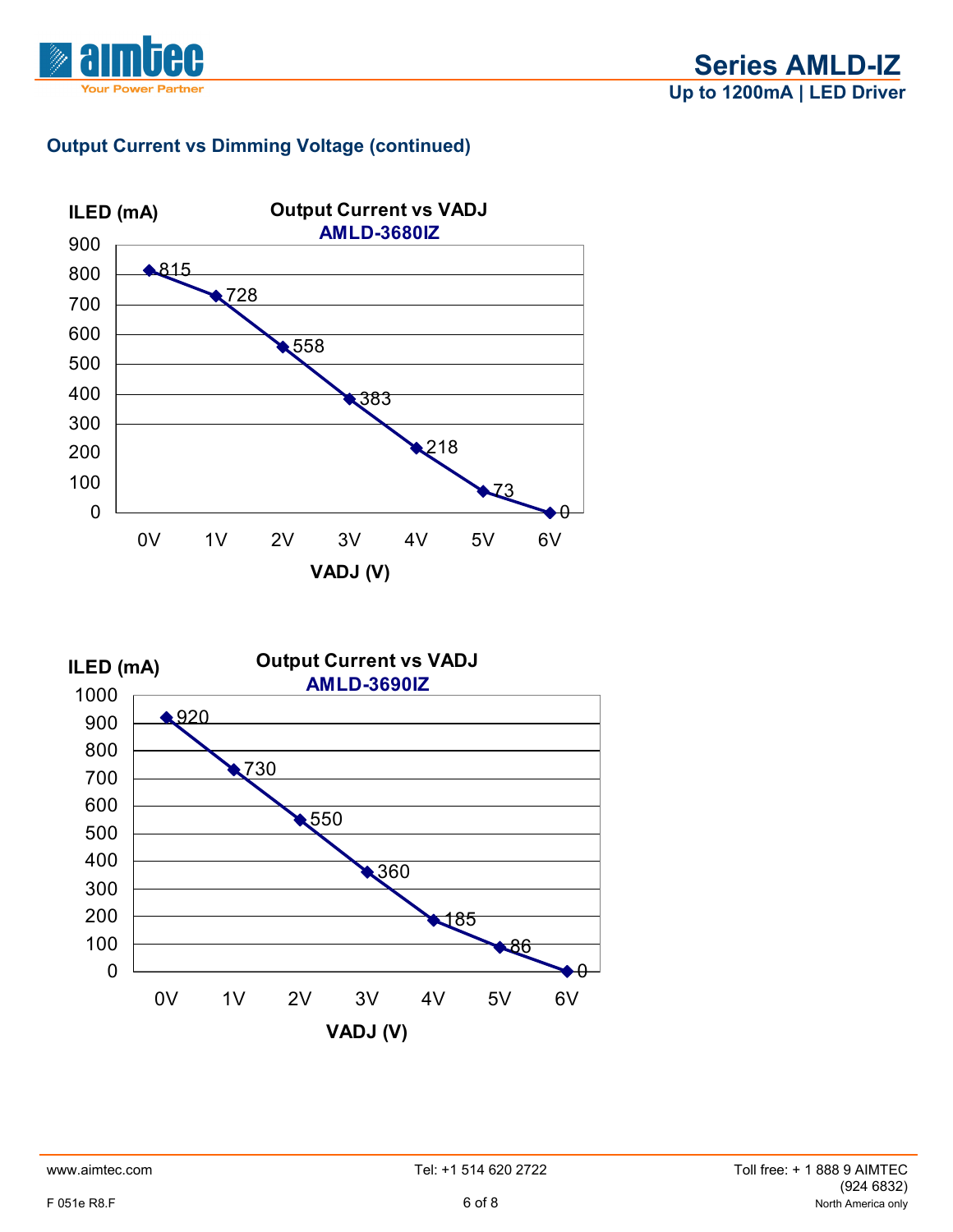## Output Current vs Dimming Voltage (continued)

**Output Current vs VADJ**
**AMLD-3680IZ**

| VADJ (V) | ILED (mA) |
|---|---|
| 0V | 815 |
| 1V | 728 |
| 2V | 558 |
| 3V | 383 |
| 4V | 218 |
| 5V | 73 |
| 6V | 0 |

**Output Current vs VADJ**
**AMLD-3690IZ**

| VADJ (V) | ILED (mA) |
|---|---|
| 0V | 920 |
| 1V | 730 |
| 2V | 550 |
| 3V | 360 |
| 4V | 185 |
| 5V | 86 |
| 6V | 0 |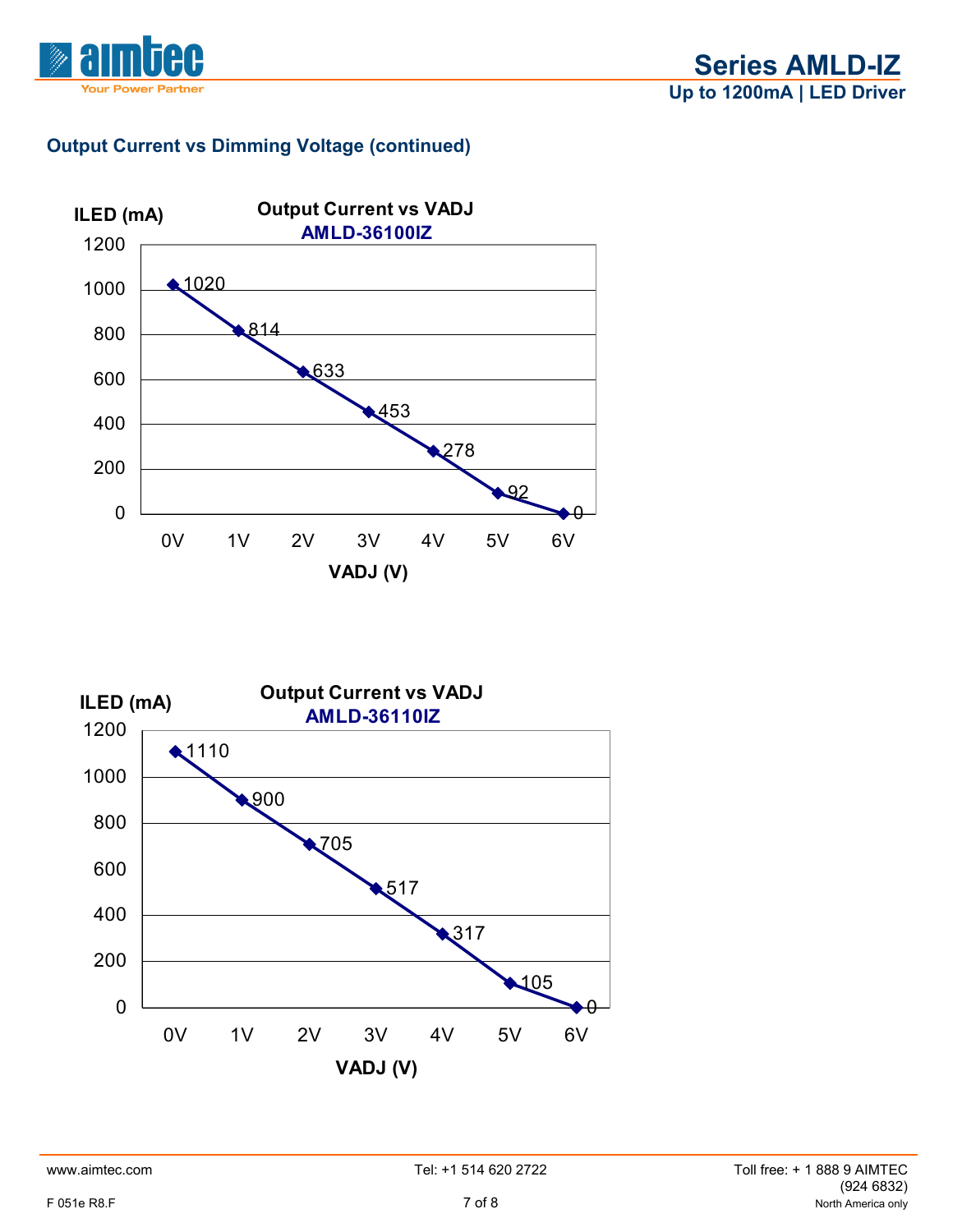## Output Current vs Dimming Voltage (continued)

**Output Current vs VADJ**
**AMLD-36100IZ**

| VADJ (V) | ILED (mA) |
|---|---|
| 0V | 1020 |
| 1V | 814 |
| 2V | 633 |
| 3V | 453 |
| 4V | 278 |
| 5V | 92 |
| 6V | 0 |

**Output Current vs VADJ**
**AMLD-36110IZ**

| VADJ (V) | ILED (mA) |
|---|---|
| 0V | 1110 |
| 1V | 900 |
| 2V | 705 |
| 3V | 517 |
| 4V | 317 |
| 5V | 105 |
| 6V | 0 |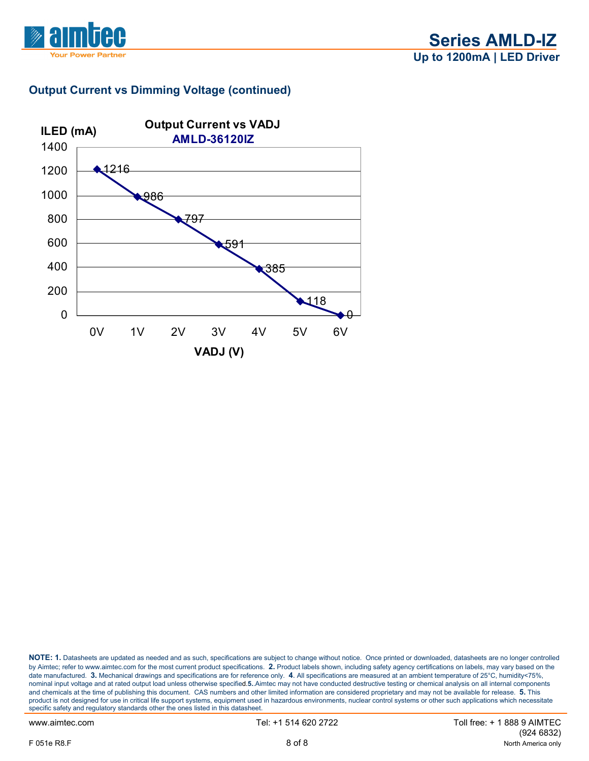## Output Current vs Dimming Voltage (continued)

Output Current vs VADJ

AMLD-36120IZ

ILED (mA)

1400
1200
1000
800
600
400
200
0

1216
986
797
591
385
118
0

0V 1V 2V 3V 4V 5V 6V

VADJ (V)

**NOTE: 1.** Datasheets are updated as needed and as such, specifications are subject to change without notice. Once printed or downloaded, datasheets are no longer controlled by Aimtec; refer to www.aimtec.com for the most current product specifications. **2.** Product labels shown, including safety agency certifications on labels, may vary based on the date manufactured. **3.** Mechanical drawings and specifications are for reference only. **4**. All specifications are measured at an ambient temperature of 25°C, humidity<75%, nominal input voltage and at rated output load unless otherwise specified.**5.**.Aimtec may not have conducted destructive testing or chemical analysis on all internal components and chemicals at the time of publishing this document. CAS numbers and other limited information are considered proprietary and may not be available for release. **5.** This product is not designed for use in critical life support systems, equipment used in hazardous environments, nuclear control systems or other such applications which necessitate specific safety and regulatory standards other the ones listed in this datasheet.